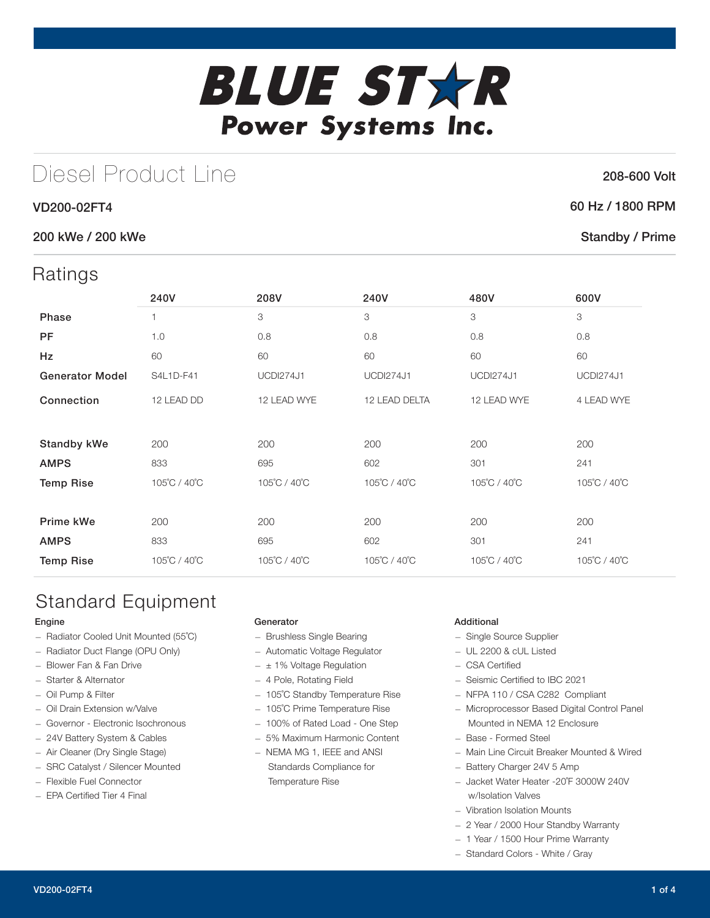# BLUE STAR Power Systems Inc.

## Diesel Product Line

208-600 Volt

**VD200-02FT4**

60 Hz / 1800 RPM

**200 kWe / 200 kWe**

Standby / Prime

## Ratings

| | 240V | 208V | 240V | 480V | 600V |
|---|---|---|---|---|---|
| **Phase** | 1 | 3 | 3 | 3 | 3 |
| **PF** | 1.0 | 0.8 | 0.8 | 0.8 | 0.8 |
| **Hz** | 60 | 60 | 60 | 60 | 60 |
| **Generator Model** | S4L1D-F41 | UCDI274J1 | UCDI274J1 | UCDI274J1 | UCDI274J1 |
| **Connection** | 12 LEAD DD | 12 LEAD WYE | 12 LEAD DELTA | 12 LEAD WYE | 4 LEAD WYE |
| | | | | | |
| **Standby kWe** | 200 | 200 | 200 | 200 | 200 |
| **AMPS** | 833 | 695 | 602 | 301 | 241 |
| **Temp Rise** | 105˚C / 40˚C | 105˚C / 40˚C | 105˚C / 40˚C | 105˚C / 40˚C | 105˚C / 40˚C |
| | | | | | |
| **Prime kWe** | 200 | 200 | 200 | 200 | 200 |
| **AMPS** | 833 | 695 | 602 | 301 | 241 |
| **Temp Rise** | 105˚C / 40˚C | 105˚C / 40˚C | 105˚C / 40˚C | 105˚C / 40˚C | 105˚C / 40˚C |

## Standard Equipment

### Engine

- Radiator Cooled Unit Mounted (55˚C)
- Radiator Duct Flange (OPU Only)
- Blower Fan & Fan Drive
- Starter & Alternator
- Oil Pump & Filter
- Oil Drain Extension w/Valve
- Governor - Electronic Isochronous
- 24V Battery System & Cables
- Air Cleaner (Dry Single Stage)
- SRC Catalyst / Silencer Mounted
- Flexible Fuel Connector
- EPA Certified Tier 4 Final

### Generator

- Brushless Single Bearing
- Automatic Voltage Regulator
- ± 1% Voltage Regulation
- 4 Pole, Rotating Field
- 105˚C Standby Temperature Rise
- 105˚C Prime Temperature Rise
- 100% of Rated Load - One Step
- 5% Maximum Harmonic Content
- NEMA MG 1, IEEE and ANSI Standards Compliance for Temperature Rise

### Additional

- Single Source Supplier
- UL 2200 & cUL Listed
- CSA Certified
- Seismic Certified to IBC 2021
- NFPA 110 / CSA C282 Compliant
- Microprocessor Based Digital Control Panel Mounted in NEMA 12 Enclosure
- Base - Formed Steel
- Main Line Circuit Breaker Mounted & Wired
- Battery Charger 24V 5 Amp
- Jacket Water Heater -20˚F 3000W 240V w/Isolation Valves
- Vibration Isolation Mounts
- 2 Year / 2000 Hour Standby Warranty
- 1 Year / 1500 Hour Prime Warranty
- Standard Colors - White / Gray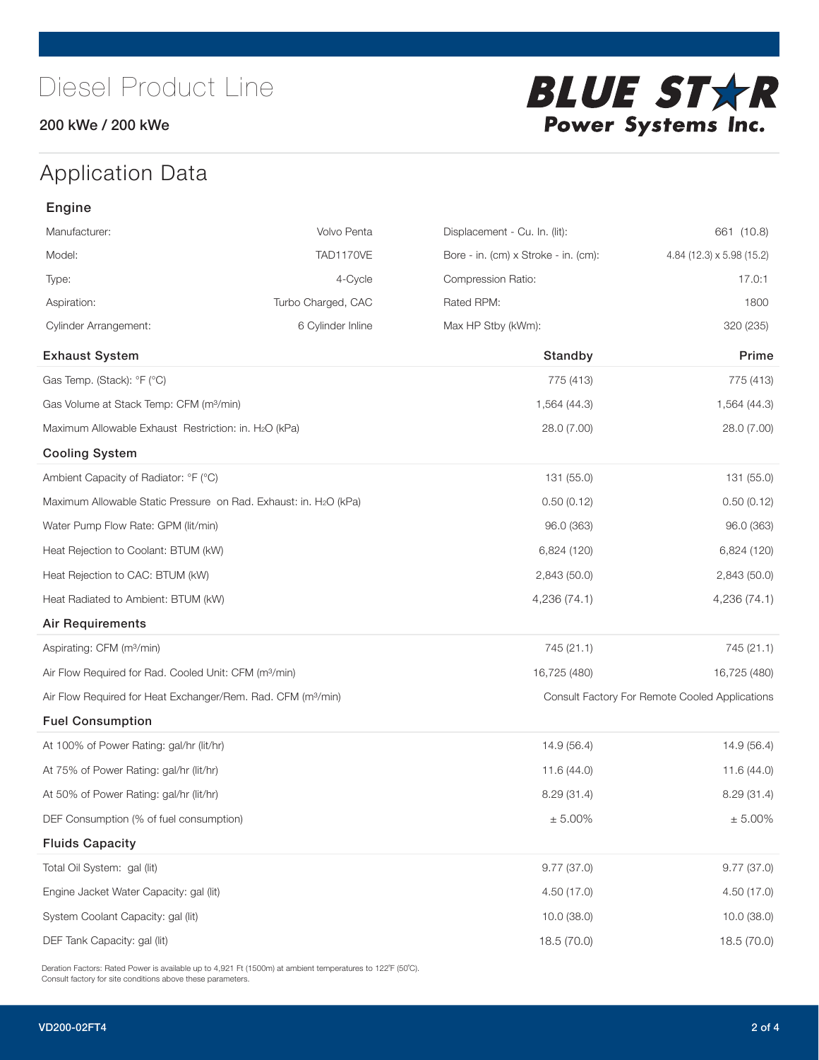# Diesel Product Line

200 kWe / 200 kWe

BLUE STAR Power Systems Inc.

## Application Data

### Engine

| | | | |
|---|---|---|---|
| Manufacturer: | Volvo Penta | Displacement - Cu. In. (lit): | 661 (10.8) |
| Model: | TAD1170VE | Bore - in. (cm) x Stroke - in. (cm): | 4.84 (12.3) x 5.98 (15.2) |
| Type: | 4-Cycle | Compression Ratio: | 17.0:1 |
| Aspiration: | Turbo Charged, CAC | Rated RPM: | 1800 |
| Cylinder Arrangement: | 6 Cylinder Inline | Max HP Stby (kWm): | 320 (235) |

| Exhaust System | Standby | Prime |
|---|---|---|
| Gas Temp. (Stack): °F (°C) | 775 (413) | 775 (413) |
| Gas Volume at Stack Temp: CFM (m³/min) | 1,564 (44.3) | 1,564 (44.3) |
| Maximum Allowable Exhaust Restriction: in. $H_2O$ (kPa) | 28.0 (7.00) | 28.0 (7.00) |
| **Cooling System** | | |
| Ambient Capacity of Radiator: °F (°C) | 131 (55.0) | 131 (55.0) |
| Maximum Allowable Static Pressure on Rad. Exhaust: in. $H_2O$ (kPa) | 0.50 (0.12) | 0.50 (0.12) |
| Water Pump Flow Rate: GPM (lit/min) | 96.0 (363) | 96.0 (363) |
| Heat Rejection to Coolant: BTUM (kW) | 6,824 (120) | 6,824 (120) |
| Heat Rejection to CAC: BTUM (kW) | 2,843 (50.0) | 2,843 (50.0) |
| Heat Radiated to Ambient: BTUM (kW) | 4,236 (74.1) | 4,236 (74.1) |
| **Air Requirements** | | |
| Aspirating: CFM (m³/min) | 745 (21.1) | 745 (21.1) |
| Air Flow Required for Rad. Cooled Unit: CFM (m³/min) | 16,725 (480) | 16,725 (480) |
| Air Flow Required for Heat Exchanger/Rem. Rad. CFM (m³/min) | Consult Factory For Remote Cooled Applications | |
| **Fuel Consumption** | | |
| At 100% of Power Rating: gal/hr (lit/hr) | 14.9 (56.4) | 14.9 (56.4) |
| At 75% of Power Rating: gal/hr (lit/hr) | 11.6 (44.0) | 11.6 (44.0) |
| At 50% of Power Rating: gal/hr (lit/hr) | 8.29 (31.4) | 8.29 (31.4) |
| DEF Consumption (% of fuel consumption) | ± 5.00% | ± 5.00% |
| **Fluids Capacity** | | |
| Total Oil System: gal (lit) | 9.77 (37.0) | 9.77 (37.0) |
| Engine Jacket Water Capacity: gal (lit) | 4.50 (17.0) | 4.50 (17.0) |
| System Coolant Capacity: gal (lit) | 10.0 (38.0) | 10.0 (38.0) |
| DEF Tank Capacity: gal (lit) | 18.5 (70.0) | 18.5 (70.0) |

Deration Factors: Rated Power is available up to 4,921 Ft (1500m) at ambient temperatures to 122°F (50°C).
Consult factory for site conditions above these parameters.

VD200-02FT4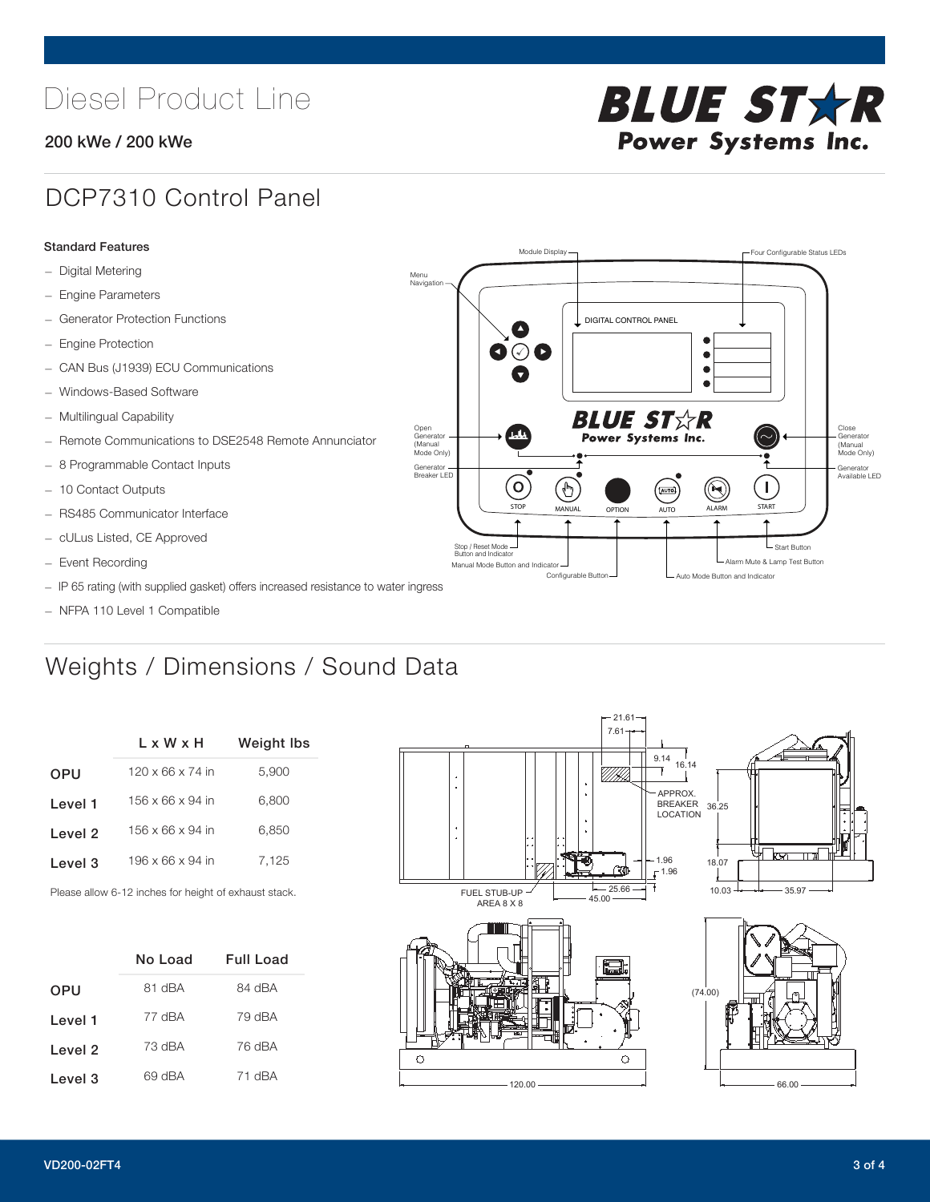# Diesel Product Line

200 kWe / 200 kWe

## DCP7310 Control Panel

**Standard Features**

- Digital Metering
- Engine Parameters
- Generator Protection Functions
- Engine Protection
- CAN Bus (J1939) ECU Communications
- Windows-Based Software
- Multilingual Capability
- Remote Communications to DSE2548 Remote Annunciator
- 8 Programmable Contact Inputs
- 10 Contact Outputs
- RS485 Communicator Interface
- cULus Listed, CE Approved
- Event Recording
- IP 65 rating (with supplied gasket) offers increased resistance to water ingress
- NFPA 110 Level 1 Compatible

## Weights / Dimensions / Sound Data

| | L x W x H | Weight lbs |
|---|---|---|
| OPU | 120 x 66 x 74 in | 5,900 |
| Level 1 | 156 x 66 x 94 in | 6,800 |
| Level 2 | 156 x 66 x 94 in | 6,850 |
| Level 3 | 196 x 66 x 94 in | 7,125 |

Please allow 6-12 inches for height of exhaust stack.

| | No Load | Full Load |
|---|---|---|
| OPU | 81 dBA | 84 dBA |
| Level 1 | 77 dBA | 79 dBA |
| Level 2 | 73 dBA | 76 dBA |
| Level 3 | 69 dBA | 71 dBA |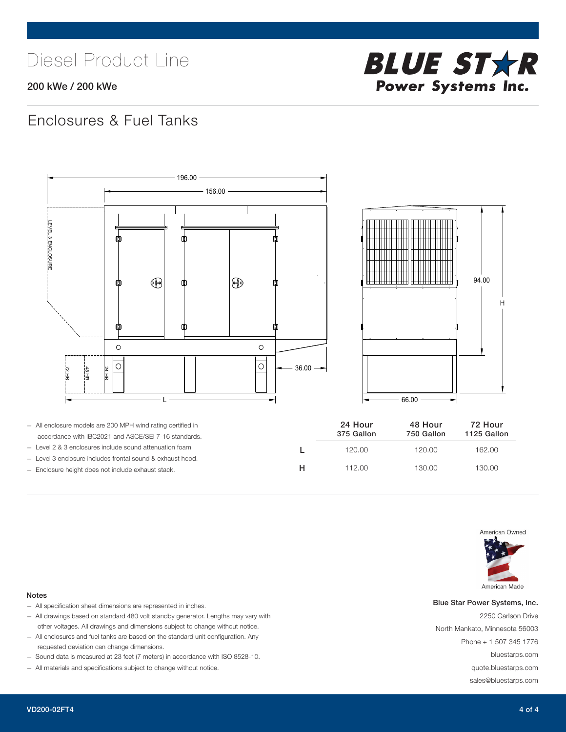# Diesel Product Line

**200 kWe / 200 kWe**

## Enclosures & Fuel Tanks

196.00

156.00

LEVEL 3 ENCLOSURE

72 HR

48 HR

24 HR

36.00

L

94.00

H

66.00

- All enclosure models are 200 MPH wind rating certified in accordance with IBC2021 and ASCE/SEI 7-16 standards.
- Level 2 & 3 enclosures include sound attenuation foam
- Level 3 enclosure includes frontal sound & exhaust hood.
- Enclosure height does not include exhaust stack.

| | 24 Hour 375 Gallon | 48 Hour 750 Gallon | 72 Hour 1125 Gallon |
|---|---|---|---|
| L | 120.00 | 120.00 | 162.00 |
| H | 112.00 | 130.00 | 130.00 |

American Owned

American Made

### Notes

- All specification sheet dimensions are represented in inches.
- All drawings based on standard 480 volt standby generator. Lengths may vary with other voltages. All drawings and dimensions subject to change without notice.
- All enclosures and fuel tanks are based on the standard unit configuration. Any requested deviation can change dimensions.
- Sound data is measured at 23 feet (7 meters) in accordance with ISO 8528-10.
- All materials and specifications subject to change without notice.

**Blue Star Power Systems, Inc.**

2250 Carlson Drive

North Mankato, Minnesota 56003

Phone + 1 507 345 1776

bluestarps.com

quote.bluestarps.com

sales@bluestarps.com

VD200-02FT4